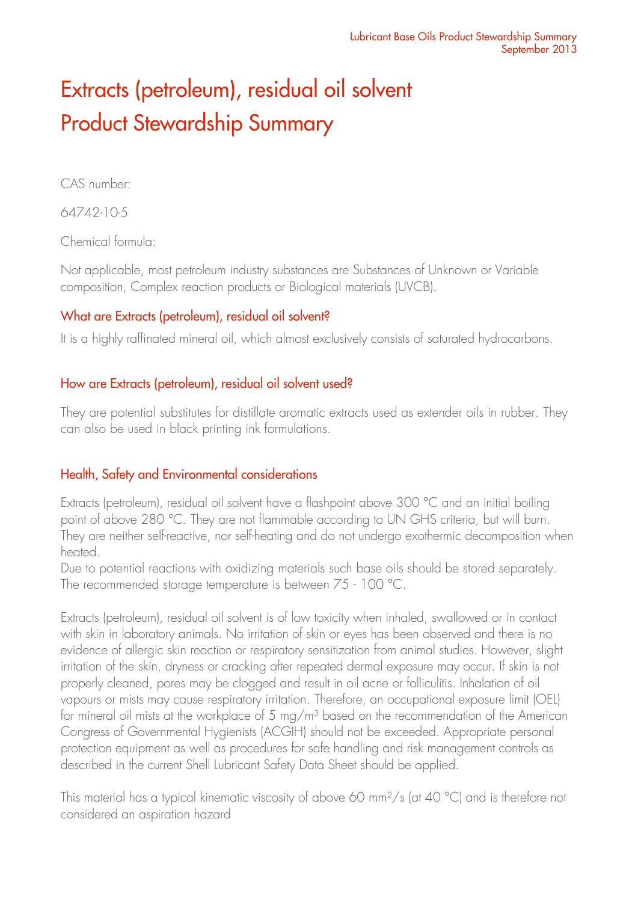# Extracts (petroleum), residual oil solvent Product Stewardship Summary

CAS number:

64742-10-5

Chemical formula:

Not applicable, most petroleum industry substances are Substances of Unknown or Variable composition, Complex reaction products or Biological materials (UVCB).

## What are Extracts (petroleum), residual oil solvent?

It is a highly raffinated mineral oil, which almost exclusively consists of saturated hydrocarbons.

## How are Extracts (petroleum), residual oil solvent used?

They are potential substitutes for distillate aromatic extracts used as extender oils in rubber. They can also be used in black printing ink formulations.

## Health, Safety and Environmental considerations

Extracts (petroleum), residual oil solvent have a flashpoint above 300 °C and an initial boiling point of above 280 °C. They are not flammable according to UN GHS criteria, but will burn. They are neither self-reactive, nor self-heating and do not undergo exothermic decomposition when heated.
Due to potential reactions with oxidizing materials such base oils should be stored separately. The recommended storage temperature is between 75 - 100 °C.

Extracts (petroleum), residual oil solvent is of low toxicity when inhaled, swallowed or in contact with skin in laboratory animals. No irritation of skin or eyes has been observed and there is no evidence of allergic skin reaction or respiratory sensitization from animal studies. However, slight irritation of the skin, dryness or cracking after repeated dermal exposure may occur. If skin is not properly cleaned, pores may be clogged and result in oil acne or folliculitis. Inhalation of oil vapours or mists may cause respiratory irritation. Therefore, an occupational exposure limit (OEL) for mineral oil mists at the workplace of 5 $mg/m^3$ based on the recommendation of the American Congress of Governmental Hygienists (ACGIH) should not be exceeded. Appropriate personal protection equipment as well as procedures for safe handling and risk management controls as described in the current Shell Lubricant Safety Data Sheet should be applied.

This material has a typical kinematic viscosity of above 60 $mm^2/s$ (at 40 °C) and is therefore not considered an aspiration hazard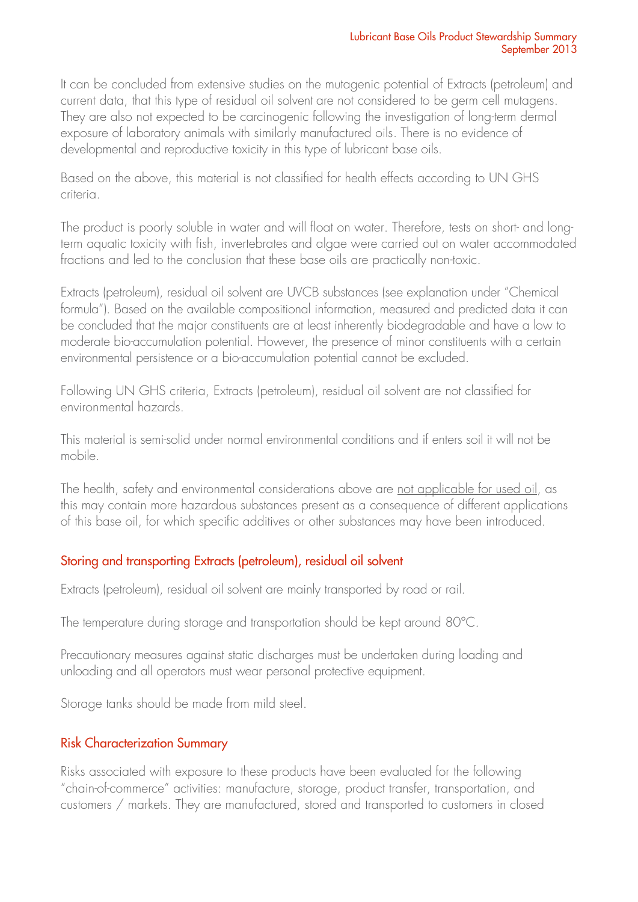It can be concluded from extensive studies on the mutagenic potential of Extracts (petroleum) and current data, that this type of residual oil solvent are not considered to be germ cell mutagens. They are also not expected to be carcinogenic following the investigation of long-term dermal exposure of laboratory animals with similarly manufactured oils. There is no evidence of developmental and reproductive toxicity in this type of lubricant base oils.

Based on the above, this material is not classified for health effects according to UN GHS criteria.

The product is poorly soluble in water and will float on water. Therefore, tests on short- and long-term aquatic toxicity with fish, invertebrates and algae were carried out on water accommodated fractions and led to the conclusion that these base oils are practically non-toxic.

Extracts (petroleum), residual oil solvent are UVCB substances (see explanation under "Chemical formula"). Based on the available compositional information, measured and predicted data it can be concluded that the major constituents are at least inherently biodegradable and have a low to moderate bio-accumulation potential. However, the presence of minor constituents with a certain environmental persistence or a bio-accumulation potential cannot be excluded.

Following UN GHS criteria, Extracts (petroleum), residual oil solvent are not classified for environmental hazards.

This material is semi-solid under normal environmental conditions and if enters soil it will not be mobile.

The health, safety and environmental considerations above are not applicable for used oil, as this may contain more hazardous substances present as a consequence of different applications of this base oil, for which specific additives or other substances may have been introduced.

## Storing and transporting Extracts (petroleum), residual oil solvent

Extracts (petroleum), residual oil solvent are mainly transported by road or rail.

The temperature during storage and transportation should be kept around 80°C.

Precautionary measures against static discharges must be undertaken during loading and unloading and all operators must wear personal protective equipment.

Storage tanks should be made from mild steel.

## Risk Characterization Summary

Risks associated with exposure to these products have been evaluated for the following "chain-of-commerce" activities: manufacture, storage, product transfer, transportation, and customers / markets. They are manufactured, stored and transported to customers in closed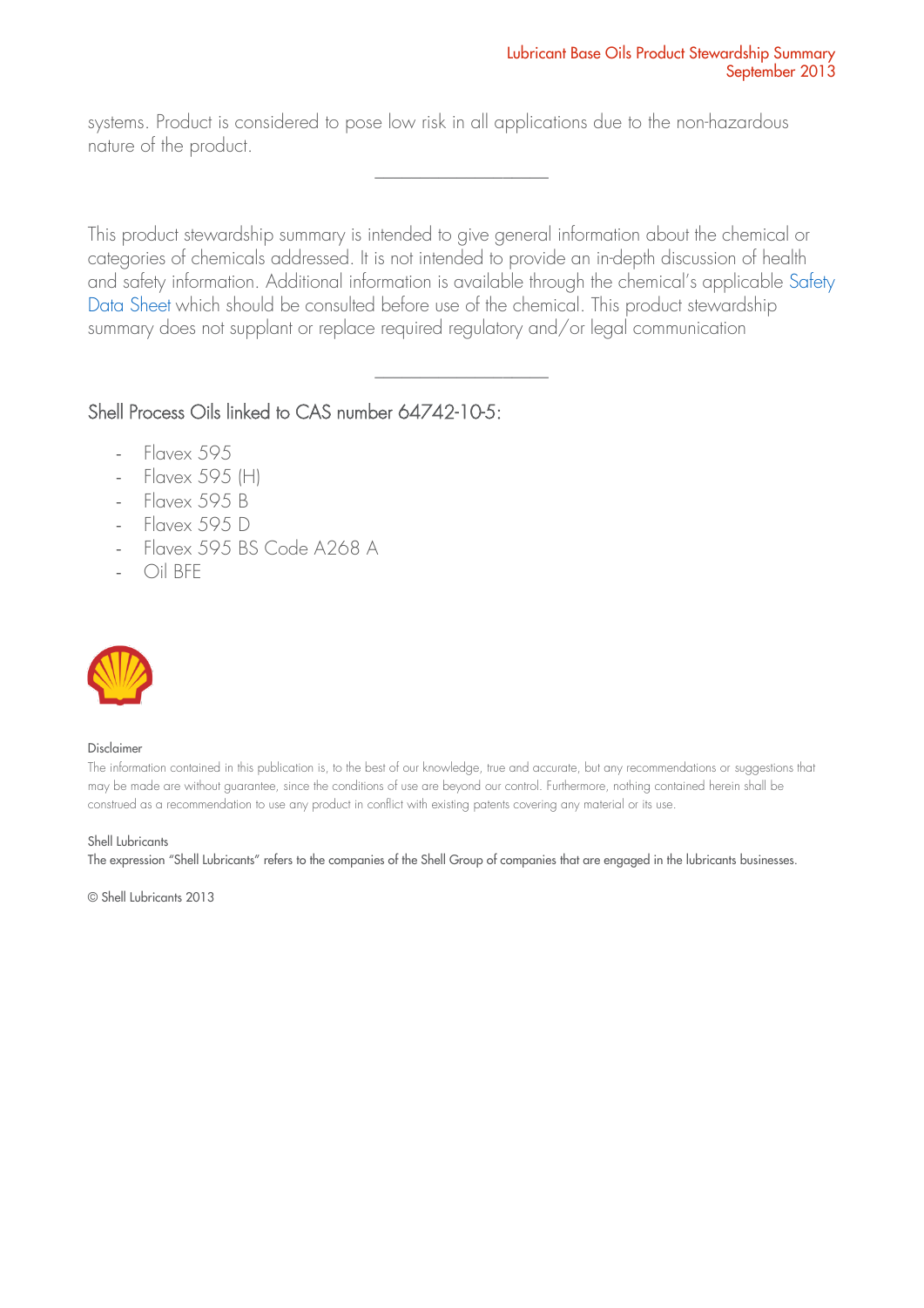systems. Product is considered to pose low risk in all applications due to the non-hazardous nature of the product.

---

This product stewardship summary is intended to give general information about the chemical or categories of chemicals addressed. It is not intended to provide an in-depth discussion of health and safety information. Additional information is available through the chemical's applicable Safety Data Sheet which should be consulted before use of the chemical. This product stewardship summary does not supplant or replace required regulatory and/or legal communication

---

## Shell Process Oils linked to CAS number 64742-10-5:

- Flavex 595
- Flavex 595 (H)
- Flavex 595 B
- Flavex 595 D
- Flavex 595 BS Code A268 A
- Oil BFE

Disclaimer

The information contained in this publication is, to the best of our knowledge, true and accurate, but any recommendations or suggestions that may be made are without guarantee, since the conditions of use are beyond our control. Furthermore, nothing contained herein shall be construed as a recommendation to use any product in conflict with existing patents covering any material or its use.

Shell Lubricants

The expression "Shell Lubricants" refers to the companies of the Shell Group of companies that are engaged in the lubricants businesses.

© Shell Lubricants 2013